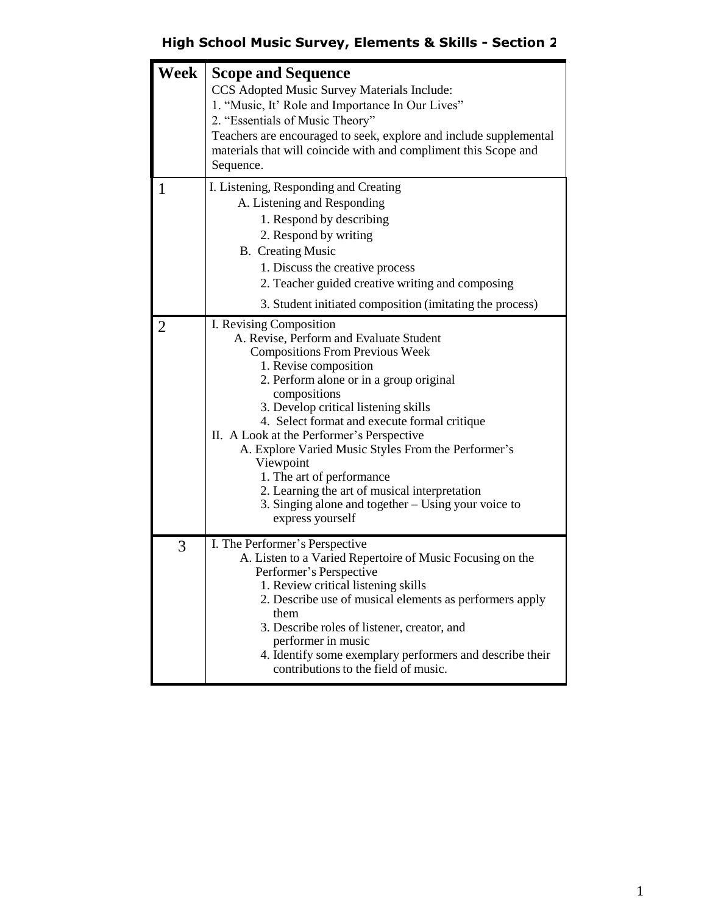# High School Music Survey, Elements & Skills - Section 2

| Week | Scope and Sequence |
|---|---|
| | CCS Adopted Music Survey Materials Include:<br>1. "Music, It' Role and Importance In Our Lives"<br>2. "Essentials of Music Theory"<br>Teachers are encouraged to seek, explore and include supplemental materials that will coincide with and compliment this Scope and Sequence. |
| 1 | I. Listening, Responding and Creating<br>A. Listening and Responding<br>1. Respond by describing<br>2. Respond by writing<br>B. Creating Music<br>1. Discuss the creative process<br>2. Teacher guided creative writing and composing<br>3. Student initiated composition (imitating the process) |
| 2 | I. Revising Composition<br>A. Revise, Perform and Evaluate Student Compositions From Previous Week<br>1. Revise composition<br>2. Perform alone or in a group original compositions<br>3. Develop critical listening skills<br>4. Select format and execute formal critique<br>II. A Look at the Performer's Perspective<br>A. Explore Varied Music Styles From the Performer's Viewpoint<br>1. The art of performance<br>2. Learning the art of musical interpretation<br>3. Singing alone and together – Using your voice to express yourself |
| 3 | I. The Performer's Perspective<br>A. Listen to a Varied Repertoire of Music Focusing on the Performer's Perspective<br>1. Review critical listening skills<br>2. Describe use of musical elements as performers apply them<br>3. Describe roles of listener, creator, and performer in music<br>4. Identify some exemplary performers and describe their contributions to the field of music. |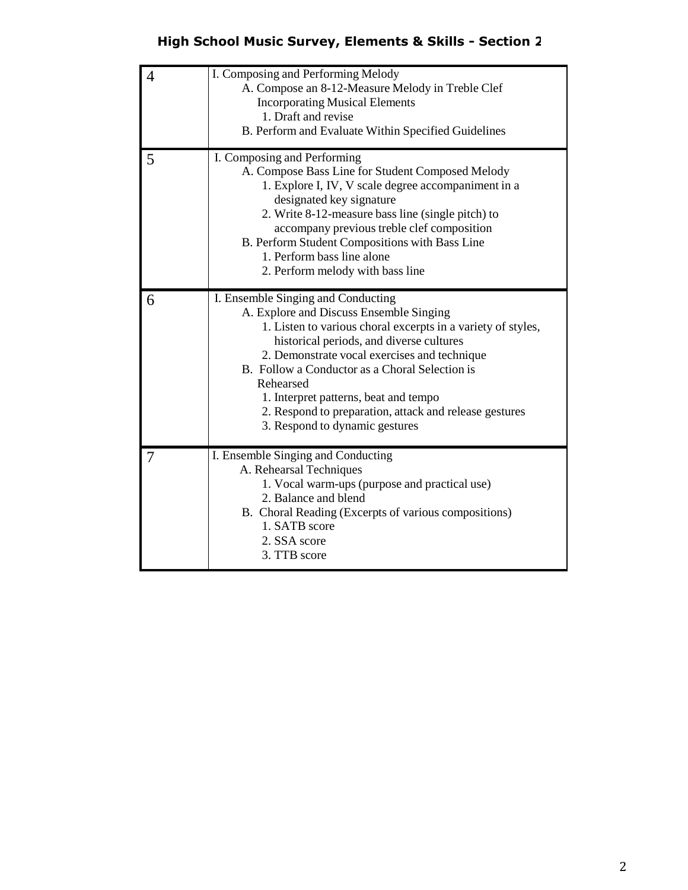## High School Music Survey, Elements & Skills - Section 2

| | |
|---|---|
| 4 | I. Composing and Performing Melody<br>A. Compose an 8-12-Measure Melody in Treble Clef Incorporating Musical Elements<br>1. Draft and revise<br>B. Perform and Evaluate Within Specified Guidelines |
| 5 | I. Composing and Performing<br>A. Compose Bass Line for Student Composed Melody<br>1. Explore I, IV, V scale degree accompaniment in a designated key signature<br>2. Write 8-12-measure bass line (single pitch) to accompany previous treble clef composition<br>B. Perform Student Compositions with Bass Line<br>1. Perform bass line alone<br>2. Perform melody with bass line |
| 6 | I. Ensemble Singing and Conducting<br>A. Explore and Discuss Ensemble Singing<br>1. Listen to various choral excerpts in a variety of styles, historical periods, and diverse cultures<br>2. Demonstrate vocal exercises and technique<br>B. Follow a Conductor as a Choral Selection is Rehearsed<br>1. Interpret patterns, beat and tempo<br>2. Respond to preparation, attack and release gestures<br>3. Respond to dynamic gestures |
| 7 | I. Ensemble Singing and Conducting<br>A. Rehearsal Techniques<br>1. Vocal warm-ups (purpose and practical use)<br>2. Balance and blend<br>B. Choral Reading (Excerpts of various compositions)<br>1. SATB score<br>2. SSA score<br>3. TTB score |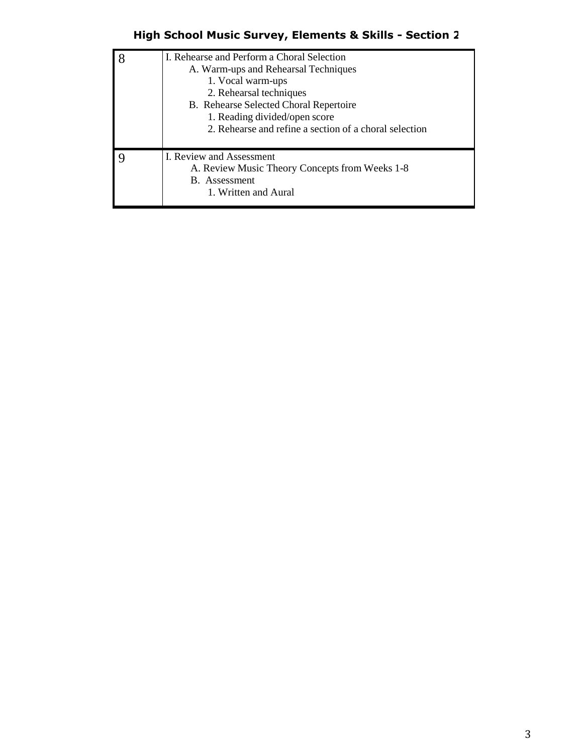## High School Music Survey, Elements & Skills - Section 2

| | |
|---|---|
| 8 | I. Rehearse and Perform a Choral Selection<br>A. Warm-ups and Rehearsal Techniques<br>1. Vocal warm-ups<br>2. Rehearsal techniques<br>B. Rehearse Selected Choral Repertoire<br>1. Reading divided/open score<br>2. Rehearse and refine a section of a choral selection |
| 9 | I. Review and Assessment<br>A. Review Music Theory Concepts from Weeks 1-8<br>B. Assessment<br>1. Written and Aural |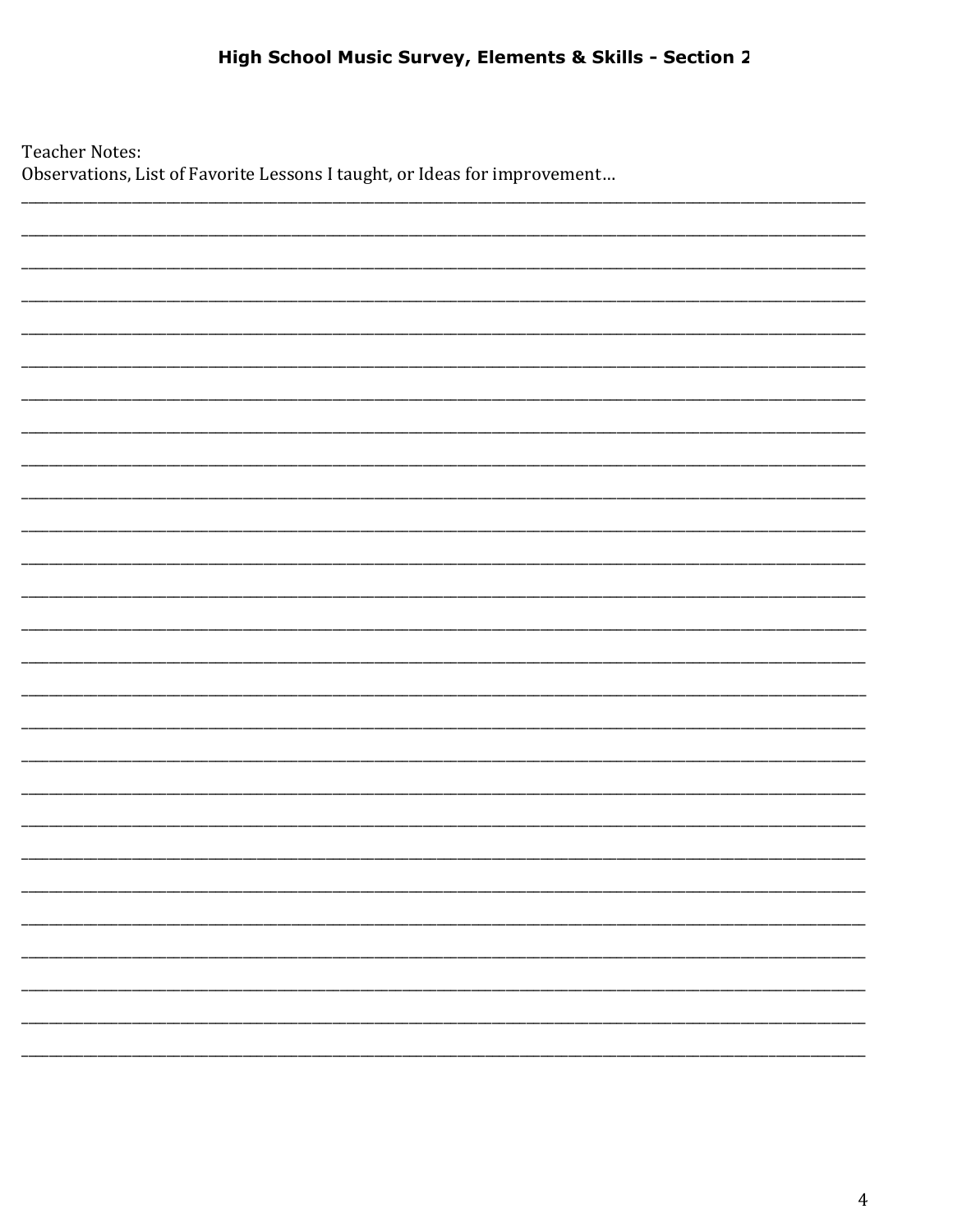Teacher Notes:

Observations, List of Favorite Lessons I taught, or Ideas for improvement…